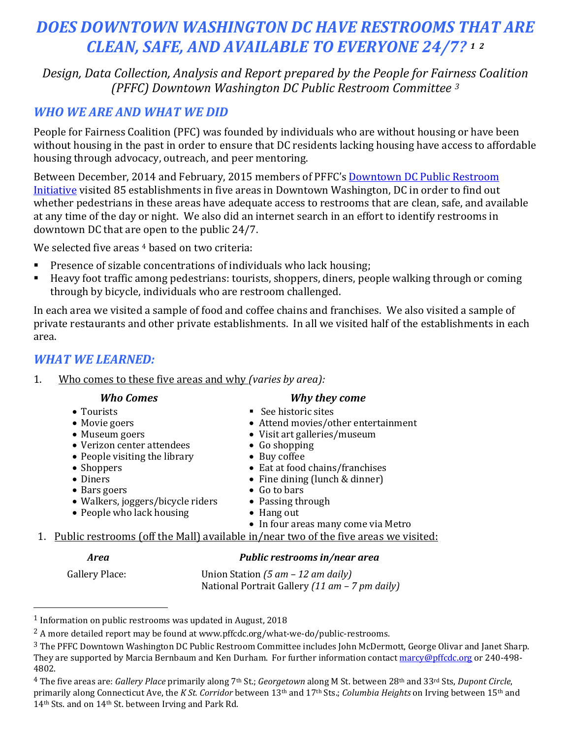# DOES DOWNTOWN WASHINGTON DC HAVE RESTROOMS THAT ARE CLEAN, SAFE, AND AVAILABLE TO EVERYONE 24/7? [1] [2]

*Design, Data Collection, Analysis and Report prepared by the People for Fairness Coalition (PFFC) Downtown Washington DC Public Restroom Committee [3]*

## WHO WE ARE AND WHAT WE DID

People for Fairness Coalition (PFC) was founded by individuals who are without housing or have been without housing in the past in order to ensure that DC residents lacking housing have access to affordable housing through advocacy, outreach, and peer mentoring.

Between December, 2014 and February, 2015 members of PFFC's Downtown DC Public Restroom Initiative visited 85 establishments in five areas in Downtown Washington, DC in order to find out whether pedestrians in these areas have adequate access to restrooms that are clean, safe, and available at any time of the day or night. We also did an internet search in an effort to identify restrooms in downtown DC that are open to the public 24/7.

We selected five areas [4] based on two criteria:

- Presence of sizable concentrations of individuals who lack housing;
- Heavy foot traffic among pedestrians: tourists, shoppers, diners, people walking through or coming through by bicycle, individuals who are restroom challenged.

In each area we visited a sample of food and coffee chains and franchises. We also visited a sample of private restaurants and other private establishments. In all we visited half of the establishments in each area.

## WHAT WE LEARNED:

1. Who comes to these five areas and why *(varies by area):*

| *Who Comes* | *Why they come* |
|---|---|
| • Tourists | ▪ See historic sites |
| • Movie goers | • Attend movies/other entertainment |
| • Museum goers | • Visit art galleries/museum |
| • Verizon center attendees | • Go shopping |
| • People visiting the library | • Buy coffee |
| • Shoppers | • Eat at food chains/franchises |
| • Diners | • Fine dining (lunch & dinner) |
| • Bars goers | • Go to bars |
| • Walkers, joggers/bicycle riders | • Passing through |
| • People who lack housing | • Hang out |
| | • In four areas many come via Metro |

1. Public restrooms (off the Mall) available in/near two of the five areas we visited:

| *Area* | *Public restrooms in/near area* |
|---|---|
| Gallery Place: | Union Station *(5 am – 12 am daily)*<br>National Portrait Gallery *(11 am – 7 pm daily)* |

---

[1] Information on public restrooms was updated in August, 2018

[2] A more detailed report may be found at www.pffcdc.org/what-we-do/public-restrooms.

[3] The PFFC Downtown Washington DC Public Restroom Committee includes John McDermott, George Olivar and Janet Sharp. They are supported by Marcia Bernbaum and Ken Durham. For further information contact marcy@pffcdc.org or 240-498-4802.

[4] The five areas are: *Gallery Place* primarily along 7th St.; *Georgetown* along M St. between 28th and 33rd Sts, *Dupont Circle*, primarily along Connecticut Ave, the *K St. Corridor* between 13th and 17th Sts.; *Columbia Heights* on Irving between 15th and 14th Sts. and on 14th St. between Irving and Park Rd.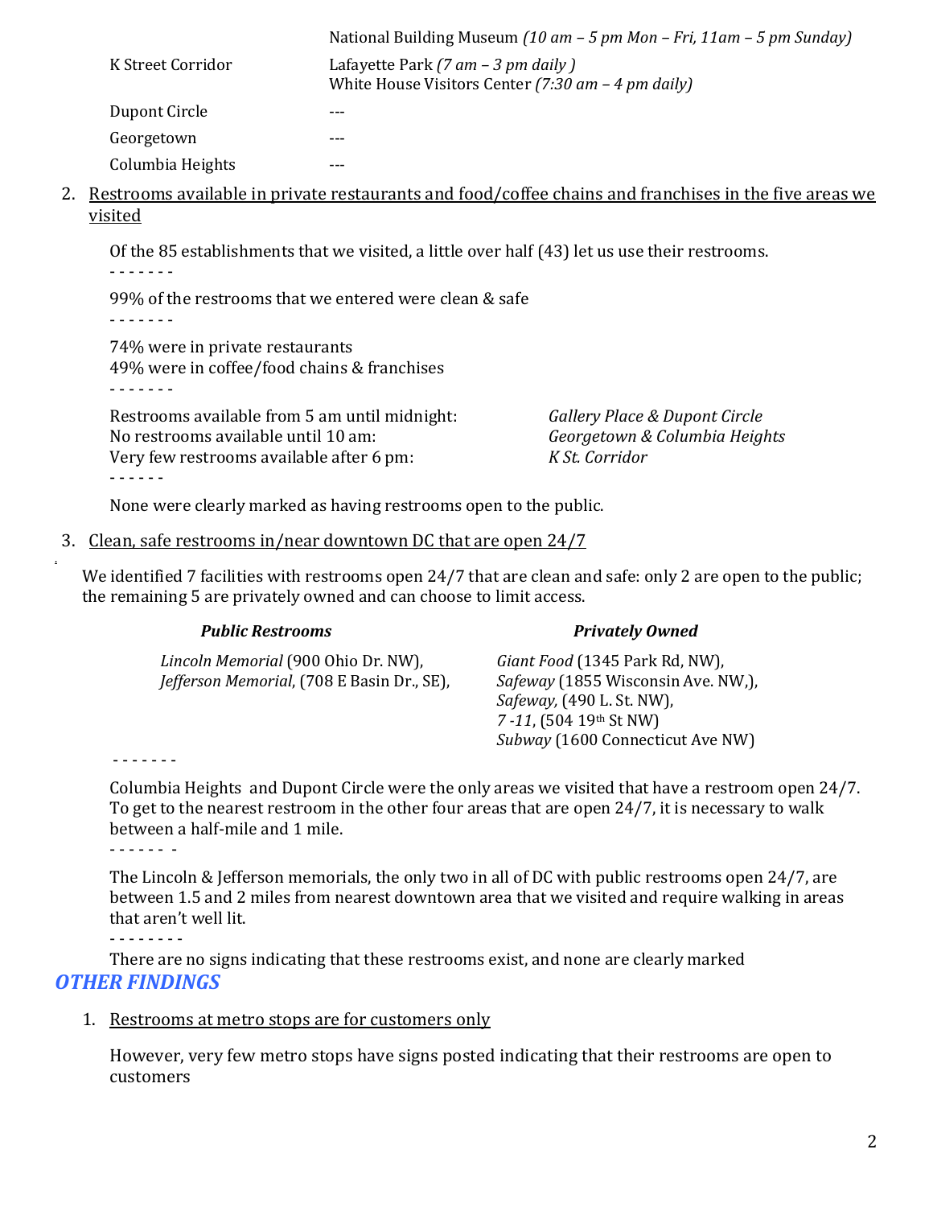| | |
|---|---|
| | National Building Museum *(10 am – 5 pm Mon – Fri, 11am – 5 pm Sunday)* |
| K Street Corridor | Lafayette Park *(7 am – 3 pm daily )*<br>White House Visitors Center *(7:30 am – 4 pm daily)* |
| Dupont Circle | --- |
| Georgetown | --- |
| Columbia Heights | --- |

2. Restrooms available in private restaurants and food/coffee chains and franchises in the five areas we visited

   Of the 85 establishments that we visited, a little over half (43) let us use their restrooms.

   - - - - - - -

   99% of the restrooms that we entered were clean & safe

   - - - - - - -

   74% were in private restaurants
   49% were in coffee/food chains & franchises

   - - - - - - -

   | | |
   |---|---|
   | Restrooms available from 5 am until midnight: | *Gallery Place & Dupont Circle* |
   | No restrooms available until 10 am: | *Georgetown & Columbia Heights* |
   | Very few restrooms available after 6 pm: | *K St. Corridor* |

   - - - - - -

   None were clearly marked as having restrooms open to the public.

3. Clean, safe restrooms in/near downtown DC that are open 24/7

   We identified 7 facilities with restrooms open 24/7 that are clean and safe: only 2 are open to the public; the remaining 5 are privately owned and can choose to limit access.

   | ***Public Restrooms*** | ***Privately Owned*** |
   |---|---|
   | *Lincoln Memorial* (900 Ohio Dr. NW),<br>*Jefferson Memorial*, (708 E Basin Dr., SE), | *Giant Food* (1345 Park Rd, NW),<br>*Safeway* (1855 Wisconsin Ave. NW,),<br>*Safeway,* (490 L. St. NW),<br>*7 -11*, (504 19th St NW)<br>*Subway* (1600 Connecticut Ave NW) |

   - - - - - - -

   Columbia Heights and Dupont Circle were the only areas we visited that have a restroom open 24/7. To get to the nearest restroom in the other four areas that are open 24/7, it is necessary to walk between a half-mile and 1 mile.

   - - - - - -

   The Lincoln & Jefferson memorials, the only two in all of DC with public restrooms open 24/7, are between 1.5 and 2 miles from nearest downtown area that we visited and require walking in areas that aren't well lit.

   - - - - - - - -

   There are no signs indicating that these restrooms exist, and none are clearly marked

## *OTHER FINDINGS*

1. Restrooms at metro stops are for customers only

   However, very few metro stops have signs posted indicating that their restrooms are open to customers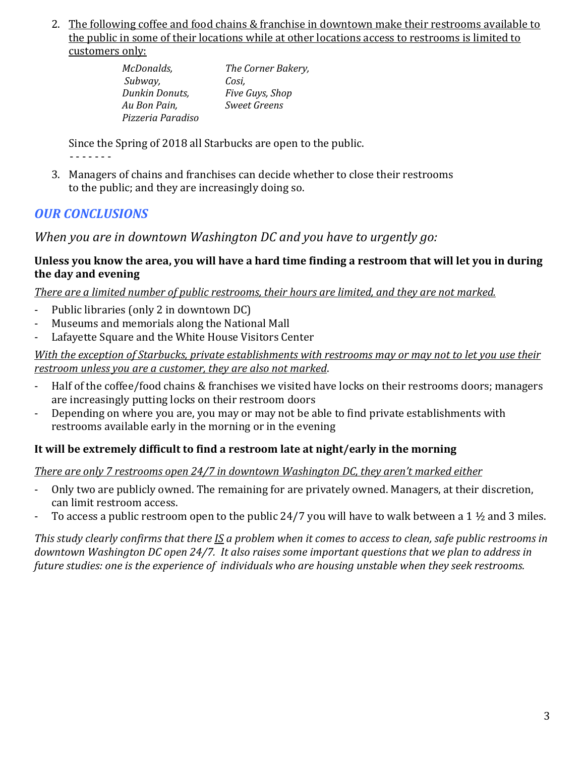2. <u>The following coffee and food chains & franchise in downtown make their restrooms available to the public in some of their locations while at other locations access to restrooms is limited to customers only:</u>

   *McDonalds,*
   *Subway,*
   *Dunkin Donuts,*
   *Au Bon Pain,*
   *Pizzeria Paradiso*
   *The Corner Bakery,*
   *Cosi,*
   *Five Guys, Shop*
   *Sweet Greens*

   Since the Spring of 2018 all Starbucks are open to the public.

   \- - - - - - -

3. Managers of chains and franchises can decide whether to close their restrooms to the public; and they are increasingly doing so.

## *OUR CONCLUSIONS*

*When you are in downtown Washington DC and you have to urgently go:*

**Unless you know the area, you will have a hard time finding a restroom that will let you in during the day and evening**

*<u>There are a limited number of public restrooms, their hours are limited, and they are not marked.</u>*

- Public libraries (only 2 in downtown DC)
- Museums and memorials along the National Mall
- Lafayette Square and the White House Visitors Center

*<u>With the exception of Starbucks, private establishments with restrooms may or may not to let you use their restroom unless you are a customer, they are also not marked</u>*.

- Half of the coffee/food chains & franchises we visited have locks on their restrooms doors; managers are increasingly putting locks on their restroom doors
- Depending on where you are, you may or may not be able to find private establishments with restrooms available early in the morning or in the evening

**It will be extremely difficult to find a restroom late at night/early in the morning**

*<u>There are only 7 restrooms open 24/7 in downtown Washington DC, they aren't marked either</u>*

- Only two are publicly owned. The remaining for are privately owned. Managers, at their discretion, can limit restroom access.
- To access a public restroom open to the public 24/7 you will have to walk between a 1 ½ and 3 miles.

*This study clearly confirms that there <u>IS</u> a problem when it comes to access to clean, safe public restrooms in downtown Washington DC open 24/7. It also raises some important questions that we plan to address in future studies: one is the experience of individuals who are housing unstable when they seek restrooms.*